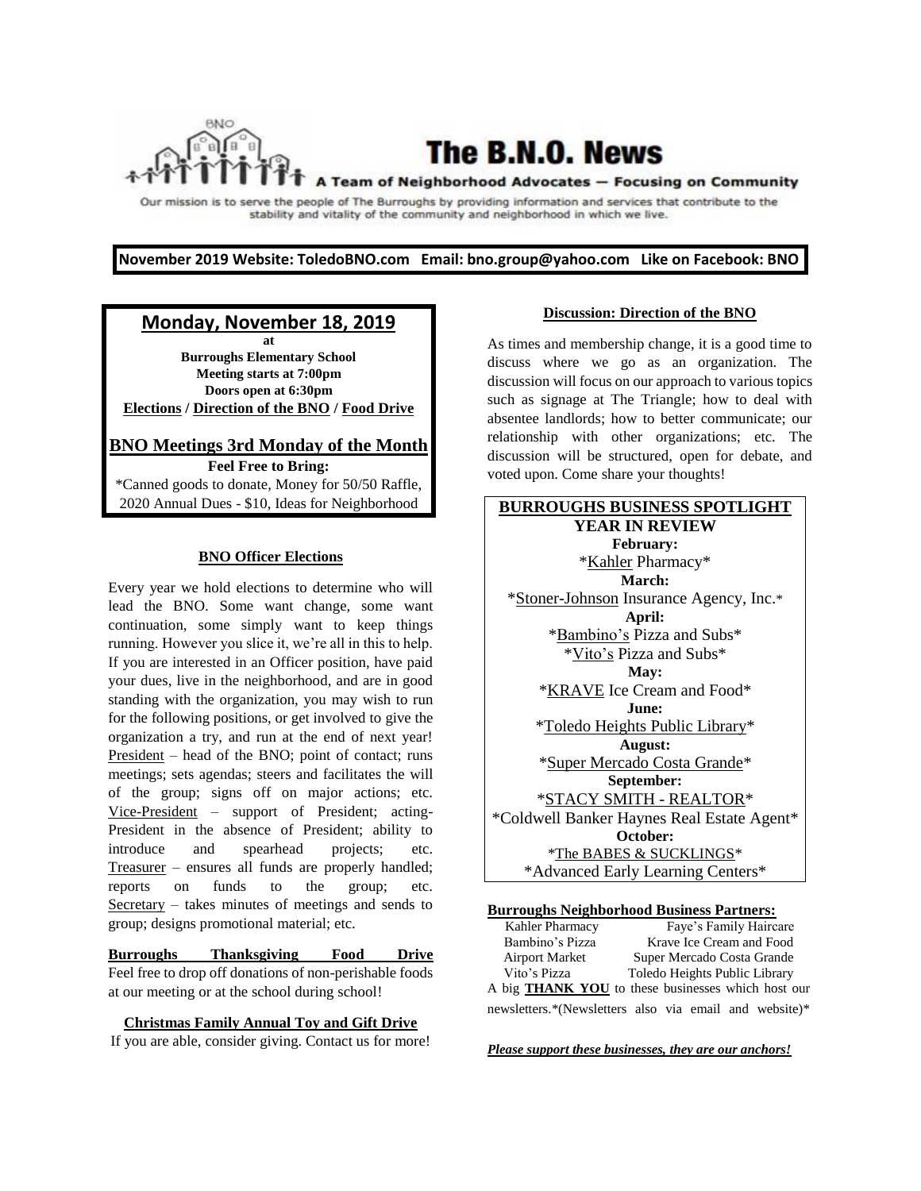# The B.N.O. News

A Team of Neighborhood Advocates — Focusing on Community

Our mission is to serve the people of The Burroughs by providing information and services that contribute to the stability and vitality of the community and neighborhood in which we live.

**November 2019 Website: ToledoBNO.com Email: bno.group@yahoo.com Like on Facebook: BNO**

## Monday, November 18, 2019

**at**
**Burroughs Elementary School**
**Meeting starts at 7:00pm**
**Doors open at 6:30pm**
**Elections / Direction of the BNO / Food Drive**

**BNO Meetings 3rd Monday of the Month**

**Feel Free to Bring:**
*Canned goods to donate, Money for 50/50 Raffle, 2020 Annual Dues - $10, Ideas for Neighborhood

### BNO Officer Elections

Every year we hold elections to determine who will lead the BNO. Some want change, some want continuation, some simply want to keep things running. However you slice it, we're all in this to help. If you are interested in an Officer position, have paid your dues, live in the neighborhood, and are in good standing with the organization, you may wish to run for the following positions, or get involved to give the organization a try, and run at the end of next year!

President – head of the BNO; point of contact; runs meetings; sets agendas; steers and facilitates the will of the group; signs off on major actions; etc.
Vice-President – support of President; acting-President in the absence of President; ability to introduce and spearhead projects; etc.
Treasurer – ensures all funds are properly handled; reports on funds to the group; etc.
Secretary – takes minutes of meetings and sends to group; designs promotional material; etc.

**Burroughs Thanksgiving Food Drive**
Feel free to drop off donations of non-perishable foods at our meeting or at the school during school!

**Christmas Family Annual Toy and Gift Drive**
If you are able, consider giving. Contact us for more!

### Discussion: Direction of the BNO

As times and membership change, it is a good time to discuss where we go as an organization. The discussion will focus on our approach to various topics such as signage at The Triangle; how to deal with absentee landlords; how to better communicate; our relationship with other organizations; etc. The discussion will be structured, open for debate, and voted upon. Come share your thoughts!

### BURROUGHS BUSINESS SPOTLIGHT
### YEAR IN REVIEW

**February:**
*Kahler Pharmacy*

**March:**
*Stoner-Johnson Insurance Agency, Inc.*

**April:**
*Bambino's Pizza and Subs*
*Vito's Pizza and Subs*

**May:**
*KRAVE Ice Cream and Food*

**June:**
*Toledo Heights Public Library*

**August:**
*Super Mercado Costa Grande*

**September:**
*STACY SMITH - REALTOR*
*Coldwell Banker Haynes Real Estate Agent*

**October:**
*The BABES & SUCKLINGS*
*Advanced Early Learning Centers*

**Burroughs Neighborhood Business Partners:**

| | |
|---|---|
| Kahler Pharmacy | Faye's Family Haircare |
| Bambino's Pizza | Krave Ice Cream and Food |
| Airport Market | Super Mercado Costa Grande |
| Vito's Pizza | Toledo Heights Public Library |

A big **THANK YOU** to these businesses which host our newsletters.*(Newsletters also via email and website)*

***Please support these businesses, they are our anchors!***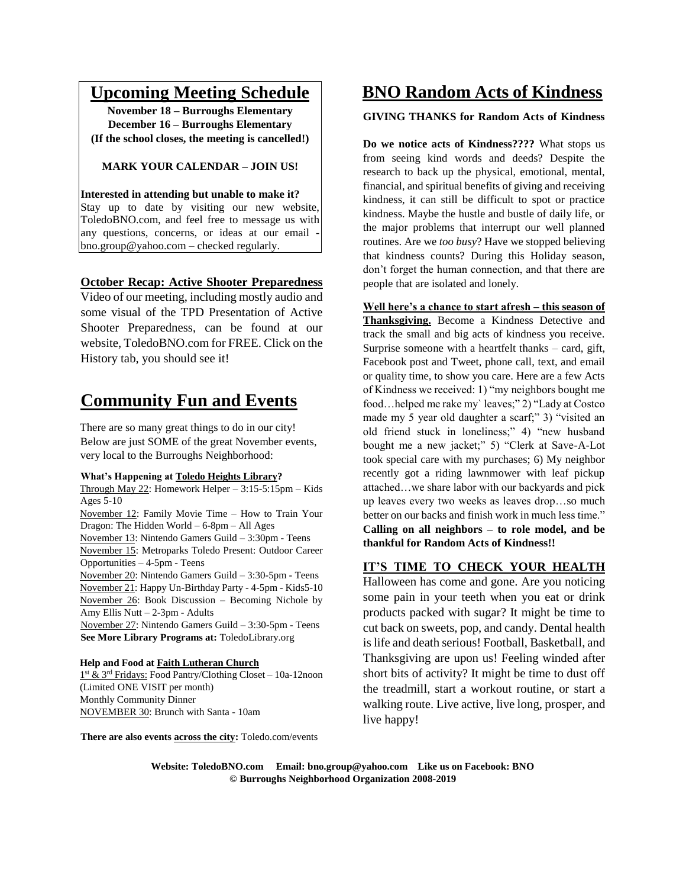## Upcoming Meeting Schedule

**November 18 – Burroughs Elementary**
**December 16 – Burroughs Elementary**
**(If the school closes, the meeting is cancelled!)**

**MARK YOUR CALENDAR – JOIN US!**

**Interested in attending but unable to make it?** Stay up to date by visiting our new website, ToledoBNO.com, and feel free to message us with any questions, concerns, or ideas at our email - bno.group@yahoo.com – checked regularly.

**October Recap: Active Shooter Preparedness**

Video of our meeting, including mostly audio and some visual of the TPD Presentation of Active Shooter Preparedness, can be found at our website, ToledoBNO.com for FREE. Click on the History tab, you should see it!

## Community Fun and Events

There are so many great things to do in our city! Below are just SOME of the great November events, very local to the Burroughs Neighborhood:

**What's Happening at Toledo Heights Library?**

Through May 22: Homework Helper – 3:15-5:15pm – Kids Ages 5-10
November 12: Family Movie Time – How to Train Your Dragon: The Hidden World – 6-8pm – All Ages
November 13: Nintendo Gamers Guild – 3:30pm - Teens
November 15: Metroparks Toledo Present: Outdoor Career Opportunities – 4-5pm - Teens
November 20: Nintendo Gamers Guild – 3:30-5pm - Teens
November 21: Happy Un-Birthday Party - 4-5pm - Kids5-10
November 26: Book Discussion – Becoming Nichole by Amy Ellis Nutt – 2-3pm - Adults
November 27: Nintendo Gamers Guild – 3:30-5pm - Teens
**See More Library Programs at:** ToledoLibrary.org

**Help and Food at Faith Lutheran Church**

1st & 3rd Fridays: Food Pantry/Clothing Closet – 10a-12noon (Limited ONE VISIT per month)
Monthly Community Dinner
NOVEMBER 30: Brunch with Santa - 10am

**There are also events across the city:** Toledo.com/events

## BNO Random Acts of Kindness

**GIVING THANKS for Random Acts of Kindness**

**Do we notice acts of Kindness????** What stops us from seeing kind words and deeds? Despite the research to back up the physical, emotional, mental, financial, and spiritual benefits of giving and receiving kindness, it can still be difficult to spot or practice kindness. Maybe the hustle and bustle of daily life, or the major problems that interrupt our well planned routines. Are we *too busy*? Have we stopped believing that kindness counts? During this Holiday season, don't forget the human connection, and that there are people that are isolated and lonely.

**Well here's a chance to start afresh – this season of Thanksgiving.** Become a Kindness Detective and track the small and big acts of kindness you receive. Surprise someone with a heartfelt thanks – card, gift, Facebook post and Tweet, phone call, text, and email or quality time, to show you care. Here are a few Acts of Kindness we received: 1) "my neighbors bought me food…helped me rake my` leaves;" 2) "Lady at Costco made my 5 year old daughter a scarf;" 3) "visited an old friend stuck in loneliness;" 4) "new husband bought me a new jacket;" 5) "Clerk at Save-A-Lot took special care with my purchases; 6) My neighbor recently got a riding lawnmower with leaf pickup attached…we share labor with our backyards and pick up leaves every two weeks as leaves drop…so much better on our backs and finish work in much less time." **Calling on all neighbors – to role model, and be thankful for Random Acts of Kindness!!**

**IT'S TIME TO CHECK YOUR HEALTH**

Halloween has come and gone. Are you noticing some pain in your teeth when you eat or drink products packed with sugar? It might be time to cut back on sweets, pop, and candy. Dental health is life and death serious! Football, Basketball, and Thanksgiving are upon us! Feeling winded after short bits of activity? It might be time to dust off the treadmill, start a workout routine, or start a walking route. Live active, live long, prosper, and live happy!

**Website: ToledoBNO.com Email: bno.group@yahoo.com Like us on Facebook: BNO**
**© Burroughs Neighborhood Organization 2008-2019**